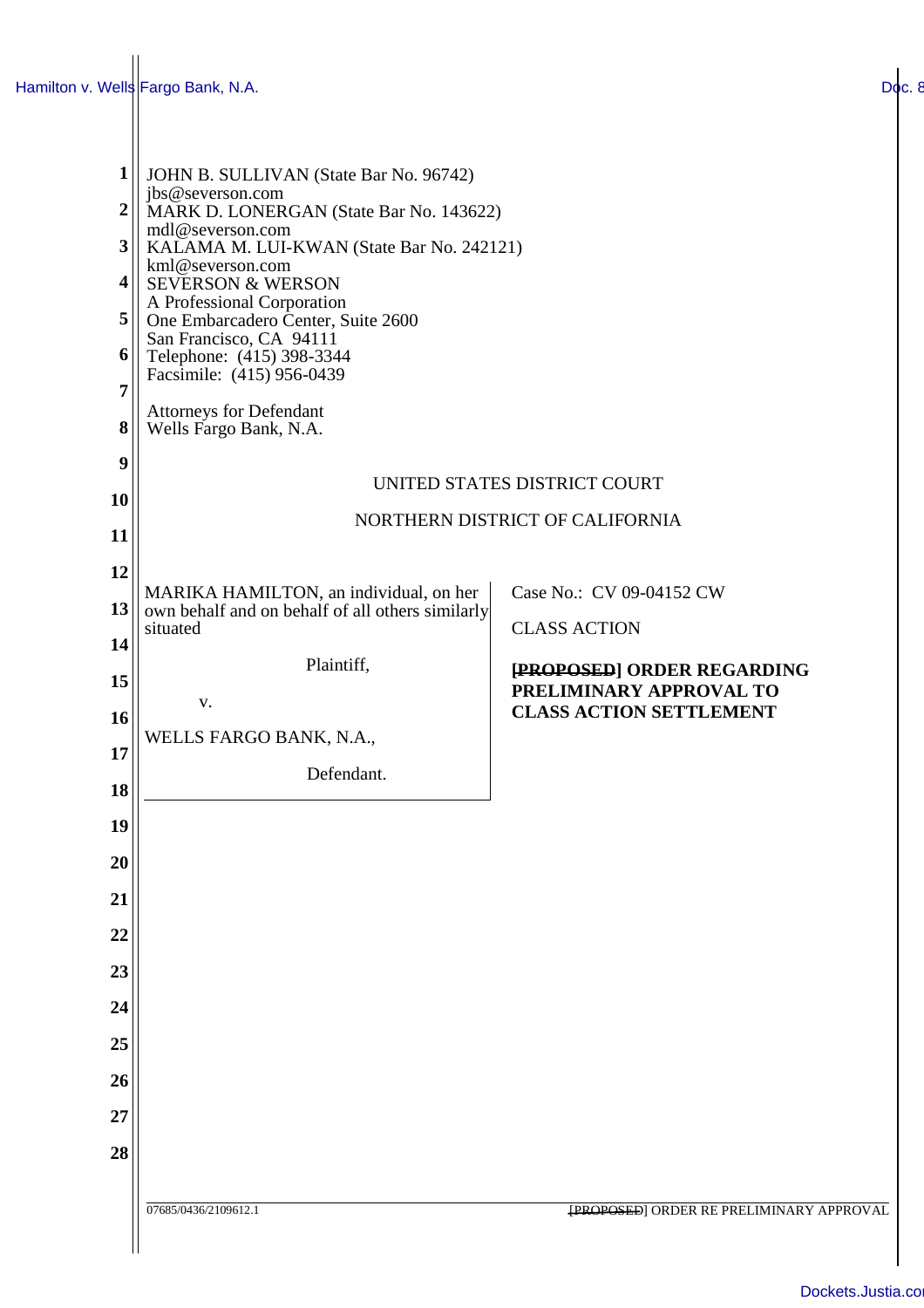JOHN B. SULLIVAN (State Bar No. 96742)
jbs@severson.com
MARK D. LONERGAN (State Bar No. 143622)
mdl@severson.com
KALAMA M. LUI-KWAN (State Bar No. 242121)
kml@severson.com
SEVERSON & WERSON
A Professional Corporation
One Embarcadero Center, Suite 2600
San Francisco, CA 94111
Telephone: (415) 398-3344
Facsimile: (415) 956-0439

Attorneys for Defendant
Wells Fargo Bank, N.A.

UNITED STATES DISTRICT COURT

NORTHERN DISTRICT OF CALIFORNIA

| | |
|---|---|
| MARIKA HAMILTON, an individual, on her own behalf and on behalf of all others similarly situated<br><br>Plaintiff,<br><br>v.<br><br>WELLS FARGO BANK, N.A.,<br><br>Defendant. | Case No.: CV 09-04152 CW<br><br>CLASS ACTION<br><br>**~~[PROPOSED~~] ORDER REGARDING PRELIMINARY APPROVAL TO CLASS ACTION SETTLEMENT** |

07685/0436/2109612.1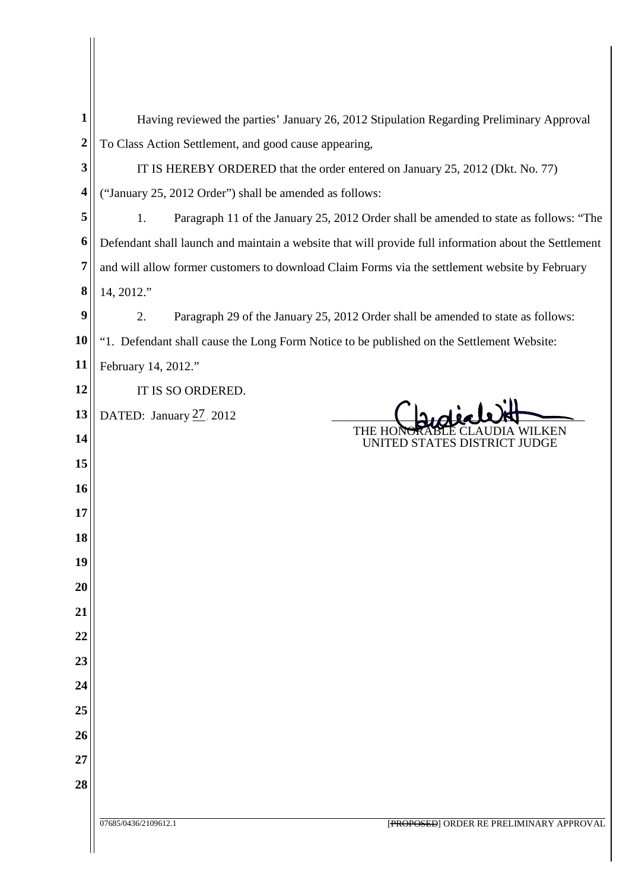Having reviewed the parties' January 26, 2012 Stipulation Regarding Preliminary Approval To Class Action Settlement, and good cause appearing,

IT IS HEREBY ORDERED that the order entered on January 25, 2012 (Dkt. No. 77) ("January 25, 2012 Order") shall be amended as follows:

1. Paragraph 11 of the January 25, 2012 Order shall be amended to state as follows: "The Defendant shall launch and maintain a website that will provide full information about the Settlement and will allow former customers to download Claim Forms via the settlement website by February 14, 2012."

2. Paragraph 29 of the January 25, 2012 Order shall be amended to state as follows: "1. Defendant shall cause the Long Form Notice to be published on the Settlement Website: February 14, 2012."

IT IS SO ORDERED.

DATED: January 27, 2012

THE HONORABLE CLAUDIA WILKEN
UNITED STATES DISTRICT JUDGE

07685/0436/2109612.1 ~~[PROPOSED]~~ ORDER RE PRELIMINARY APPROVAL